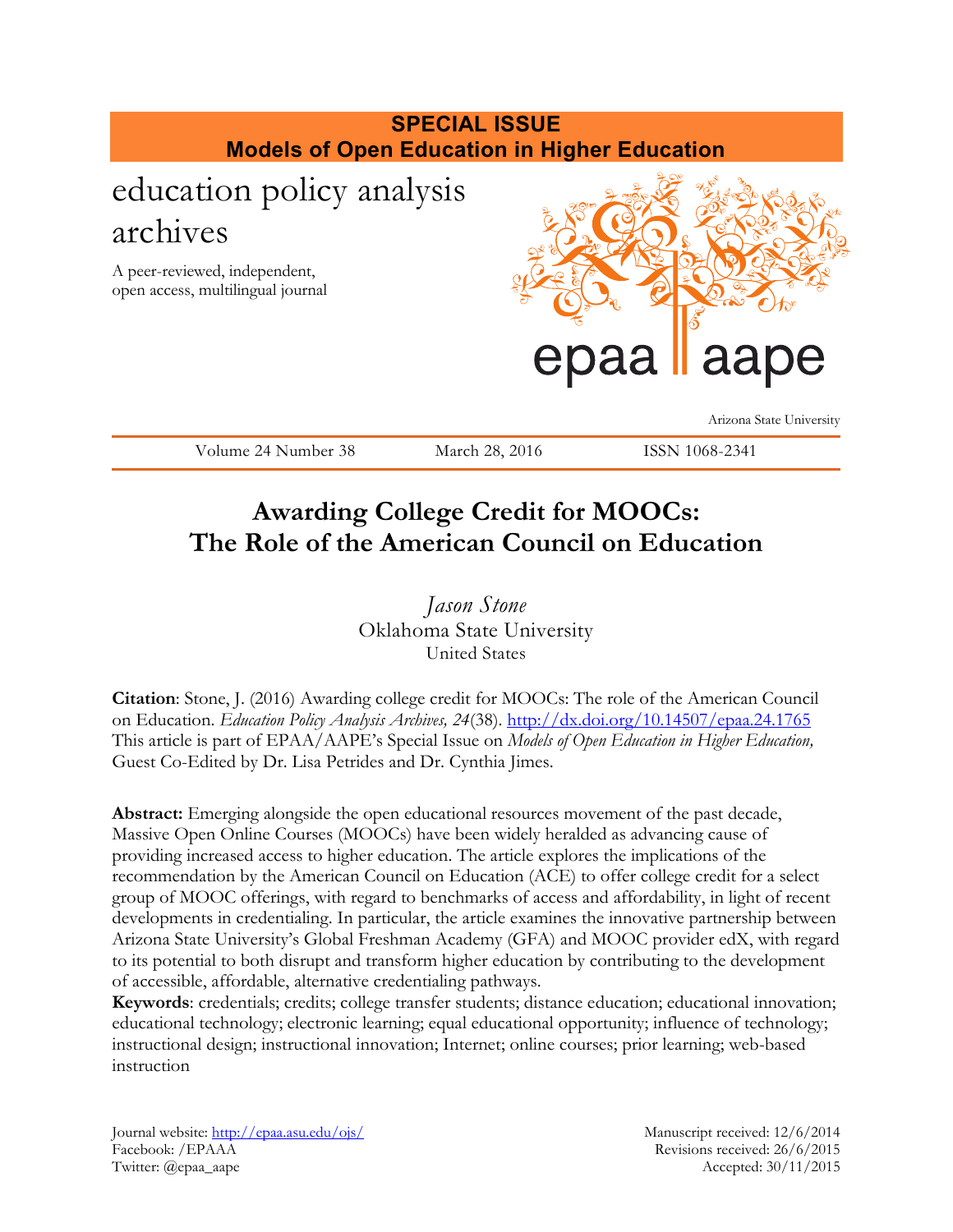**SPECIAL ISSUE**
**Models of Open Education in Higher Education**

education policy analysis archives

A peer-reviewed, independent, open access, multilingual journal

epaa aape

Arizona State University

Volume 24 Number 38 March 28, 2016 ISSN 1068-2341

# Awarding College Credit for MOOCs: The Role of the American Council on Education

*Jason Stone*
Oklahoma State University
United States

**Citation**: Stone, J. (2016) Awarding college credit for MOOCs: The role of the American Council on Education. *Education Policy Analysis Archives, 24*(38). http://dx.doi.org/10.14507/epaa.24.1765 This article is part of EPAA/AAPE's Special Issue on *Models of Open Education in Higher Education,* Guest Co-Edited by Dr. Lisa Petrides and Dr. Cynthia Jimes.

**Abstract:** Emerging alongside the open educational resources movement of the past decade, Massive Open Online Courses (MOOCs) have been widely heralded as advancing cause of providing increased access to higher education. The article explores the implications of the recommendation by the American Council on Education (ACE) to offer college credit for a select group of MOOC offerings, with regard to benchmarks of access and affordability, in light of recent developments in credentialing. In particular, the article examines the innovative partnership between Arizona State University's Global Freshman Academy (GFA) and MOOC provider edX, with regard to its potential to both disrupt and transform higher education by contributing to the development of accessible, affordable, alternative credentialing pathways.

**Keywords**: credentials; credits; college transfer students; distance education; educational innovation; educational technology; electronic learning; equal educational opportunity; influence of technology; instructional design; instructional innovation; Internet; online courses; prior learning; web-based instruction

Journal website: http://epaa.asu.edu/ojs/
Facebook: /EPAAA
Twitter: @epaa_aape

Manuscript received: 12/6/2014
Revisions received: 26/6/2015
Accepted: 30/11/2015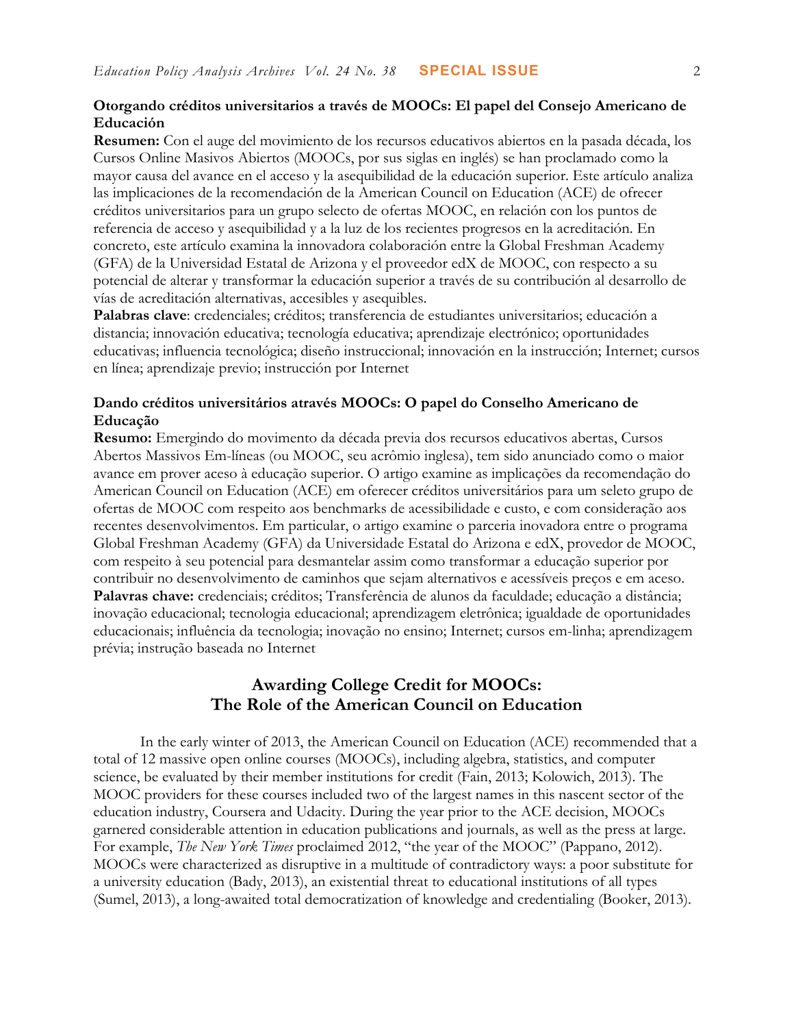**Otorgando créditos universitarios a través de MOOCs: El papel del Consejo Americano de Educación**

**Resumen:** Con el auge del movimiento de los recursos educativos abiertos en la pasada década, los Cursos Online Masivos Abiertos (MOOCs, por sus siglas en inglés) se han proclamado como la mayor causa del avance en el acceso y la asequibilidad de la educación superior. Este artículo analiza las implicaciones de la recomendación de la American Council on Education (ACE) de ofrecer créditos universitarios para un grupo selecto de ofertas MOOC, en relación con los puntos de referencia de acceso y asequibilidad y a la luz de los recientes progresos en la acreditación. En concreto, este artículo examina la innovadora colaboración entre la Global Freshman Academy (GFA) de la Universidad Estatal de Arizona y el proveedor edX de MOOC, con respecto a su potencial de alterar y transformar la educación superior a través de su contribución al desarrollo de vías de acreditación alternativas, accesibles y asequibles.

**Palabras clave**: credenciales; créditos; transferencia de estudiantes universitarios; educación a distancia; innovación educativa; tecnología educativa; aprendizaje electrónico; oportunidades educativas; influencia tecnológica; diseño instruccional; innovación en la instrucción; Internet; cursos en línea; aprendizaje previo; instrucción por Internet

**Dando créditos universitários através MOOCs: O papel do Conselho Americano de Educação**

**Resumo:** Emergindo do movimento da década previa dos recursos educativos abertas, Cursos Abertos Massivos Em-líneas (ou MOOC, seu acrômio inglesa), tem sido anunciado como o maior avance em prover aceso à educação superior. O artigo examine as implicações da recomendação do American Council on Education (ACE) em oferecer créditos universitários para um seleto grupo de ofertas de MOOC com respeito aos benchmarks de acessibilidade e custo, e com consideração aos recentes desenvolvimentos. Em particular, o artigo examine o parceria inovadora entre o programa Global Freshman Academy (GFA) da Universidade Estatal do Arizona e edX, provedor de MOOC, com respeito à seu potencial para desmantelar assim como transformar a educação superior por contribuir no desenvolvimento de caminhos que sejam alternativos e acessíveis preços e em aceso.

**Palavras chave:** credenciais; créditos; Transferência de alunos da faculdade; educação a distância; inovação educacional; tecnologia educacional; aprendizagem eletrônica; igualdade de oportunidades educacionais; influência da tecnologia; inovação no ensino; Internet; cursos em-linha; aprendizagem prévia; instrução baseada no Internet

# Awarding College Credit for MOOCs: The Role of the American Council on Education

In the early winter of 2013, the American Council on Education (ACE) recommended that a total of 12 massive open online courses (MOOCs), including algebra, statistics, and computer science, be evaluated by their member institutions for credit (Fain, 2013; Kolowich, 2013). The MOOC providers for these courses included two of the largest names in this nascent sector of the education industry, Coursera and Udacity. During the year prior to the ACE decision, MOOCs garnered considerable attention in education publications and journals, as well as the press at large. For example, *The New York Times* proclaimed 2012, "the year of the MOOC" (Pappano, 2012). MOOCs were characterized as disruptive in a multitude of contradictory ways: a poor substitute for a university education (Bady, 2013), an existential threat to educational institutions of all types (Sumel, 2013), a long-awaited total democratization of knowledge and credentialing (Booker, 2013).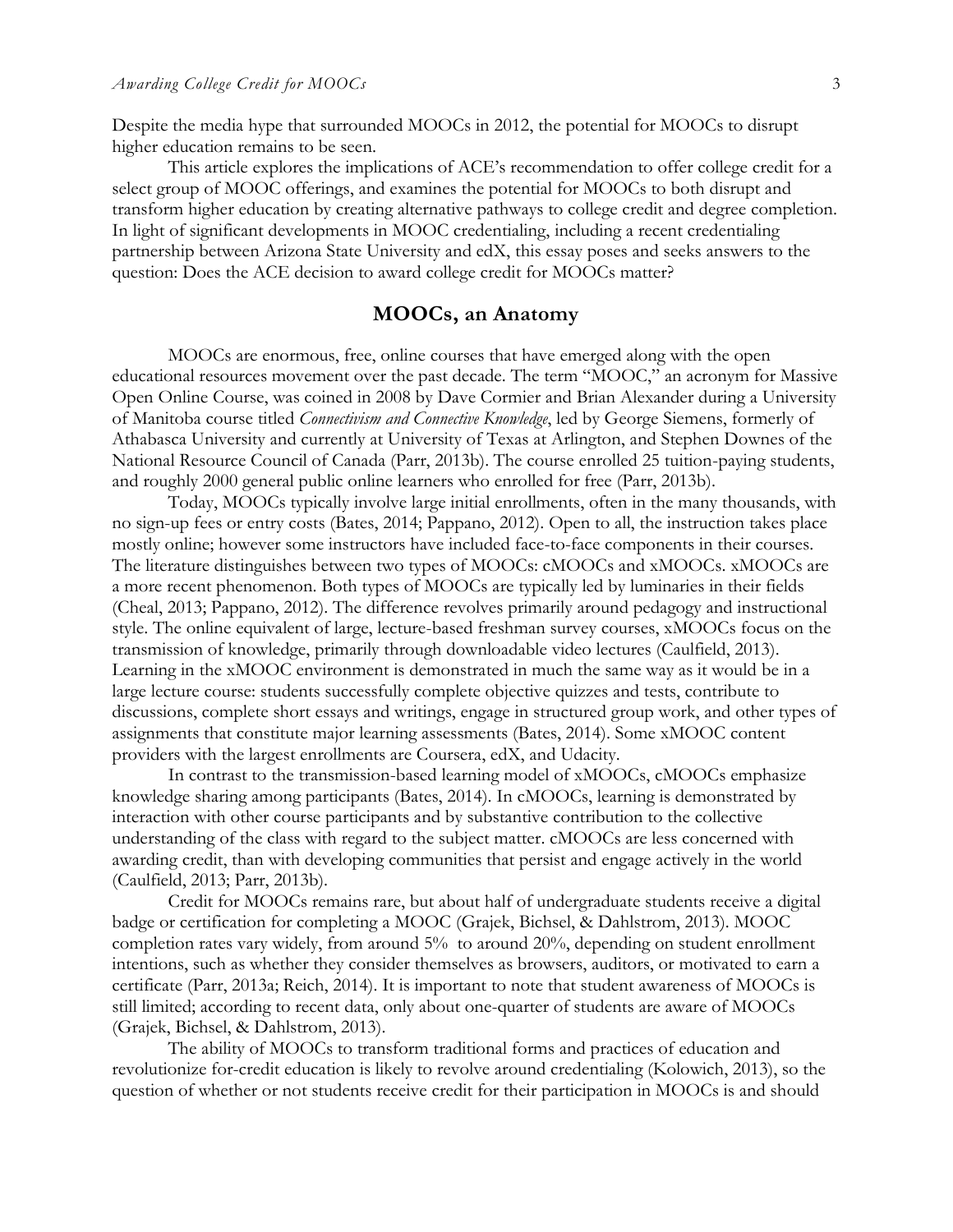Despite the media hype that surrounded MOOCs in 2012, the potential for MOOCs to disrupt higher education remains to be seen.

This article explores the implications of ACE's recommendation to offer college credit for a select group of MOOC offerings, and examines the potential for MOOCs to both disrupt and transform higher education by creating alternative pathways to college credit and degree completion. In light of significant developments in MOOC credentialing, including a recent credentialing partnership between Arizona State University and edX, this essay poses and seeks answers to the question: Does the ACE decision to award college credit for MOOCs matter?

## MOOCs, an Anatomy

MOOCs are enormous, free, online courses that have emerged along with the open educational resources movement over the past decade. The term "MOOC," an acronym for Massive Open Online Course, was coined in 2008 by Dave Cormier and Brian Alexander during a University of Manitoba course titled *Connectivism and Connective Knowledge*, led by George Siemens, formerly of Athabasca University and currently at University of Texas at Arlington, and Stephen Downes of the National Resource Council of Canada (Parr, 2013b). The course enrolled 25 tuition-paying students, and roughly 2000 general public online learners who enrolled for free (Parr, 2013b).

Today, MOOCs typically involve large initial enrollments, often in the many thousands, with no sign-up fees or entry costs (Bates, 2014; Pappano, 2012). Open to all, the instruction takes place mostly online; however some instructors have included face-to-face components in their courses. The literature distinguishes between two types of MOOCs: cMOOCs and xMOOCs. xMOOCs are a more recent phenomenon. Both types of MOOCs are typically led by luminaries in their fields (Cheal, 2013; Pappano, 2012). The difference revolves primarily around pedagogy and instructional style. The online equivalent of large, lecture-based freshman survey courses, xMOOCs focus on the transmission of knowledge, primarily through downloadable video lectures (Caulfield, 2013). Learning in the xMOOC environment is demonstrated in much the same way as it would be in a large lecture course: students successfully complete objective quizzes and tests, contribute to discussions, complete short essays and writings, engage in structured group work, and other types of assignments that constitute major learning assessments (Bates, 2014). Some xMOOC content providers with the largest enrollments are Coursera, edX, and Udacity.

In contrast to the transmission-based learning model of xMOOCs, cMOOCs emphasize knowledge sharing among participants (Bates, 2014). In cMOOCs, learning is demonstrated by interaction with other course participants and by substantive contribution to the collective understanding of the class with regard to the subject matter. cMOOCs are less concerned with awarding credit, than with developing communities that persist and engage actively in the world (Caulfield, 2013; Parr, 2013b).

Credit for MOOCs remains rare, but about half of undergraduate students receive a digital badge or certification for completing a MOOC (Grajek, Bichsel, & Dahlstrom, 2013). MOOC completion rates vary widely, from around 5% to around 20%, depending on student enrollment intentions, such as whether they consider themselves as browsers, auditors, or motivated to earn a certificate (Parr, 2013a; Reich, 2014). It is important to note that student awareness of MOOCs is still limited; according to recent data, only about one-quarter of students are aware of MOOCs (Grajek, Bichsel, & Dahlstrom, 2013).

The ability of MOOCs to transform traditional forms and practices of education and revolutionize for-credit education is likely to revolve around credentialing (Kolowich, 2013), so the question of whether or not students receive credit for their participation in MOOCs is and should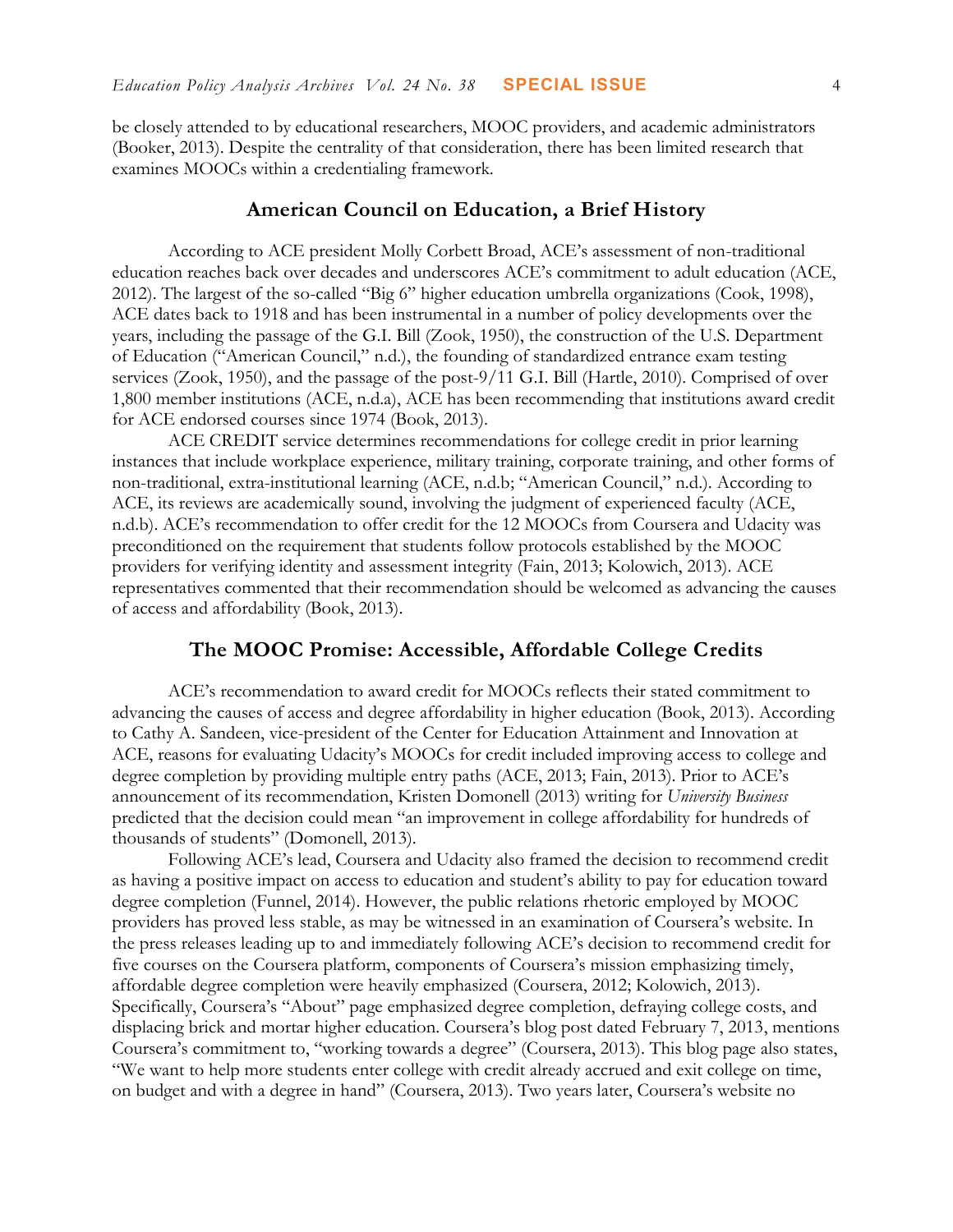be closely attended to by educational researchers, MOOC providers, and academic administrators (Booker, 2013). Despite the centrality of that consideration, there has been limited research that examines MOOCs within a credentialing framework.

## American Council on Education, a Brief History

According to ACE president Molly Corbett Broad, ACE's assessment of non-traditional education reaches back over decades and underscores ACE's commitment to adult education (ACE, 2012). The largest of the so-called "Big 6" higher education umbrella organizations (Cook, 1998), ACE dates back to 1918 and has been instrumental in a number of policy developments over the years, including the passage of the G.I. Bill (Zook, 1950), the construction of the U.S. Department of Education ("American Council," n.d.), the founding of standardized entrance exam testing services (Zook, 1950), and the passage of the post-9/11 G.I. Bill (Hartle, 2010). Comprised of over 1,800 member institutions (ACE, n.d.a), ACE has been recommending that institutions award credit for ACE endorsed courses since 1974 (Book, 2013).

ACE CREDIT service determines recommendations for college credit in prior learning instances that include workplace experience, military training, corporate training, and other forms of non-traditional, extra-institutional learning (ACE, n.d.b; "American Council," n.d.). According to ACE, its reviews are academically sound, involving the judgment of experienced faculty (ACE, n.d.b). ACE's recommendation to offer credit for the 12 MOOCs from Coursera and Udacity was preconditioned on the requirement that students follow protocols established by the MOOC providers for verifying identity and assessment integrity (Fain, 2013; Kolowich, 2013). ACE representatives commented that their recommendation should be welcomed as advancing the causes of access and affordability (Book, 2013).

## The MOOC Promise: Accessible, Affordable College Credits

ACE's recommendation to award credit for MOOCs reflects their stated commitment to advancing the causes of access and degree affordability in higher education (Book, 2013). According to Cathy A. Sandeen, vice-president of the Center for Education Attainment and Innovation at ACE, reasons for evaluating Udacity's MOOCs for credit included improving access to college and degree completion by providing multiple entry paths (ACE, 2013; Fain, 2013). Prior to ACE's announcement of its recommendation, Kristen Domonell (2013) writing for *University Business* predicted that the decision could mean "an improvement in college affordability for hundreds of thousands of students" (Domonell, 2013).

Following ACE's lead, Coursera and Udacity also framed the decision to recommend credit as having a positive impact on access to education and student's ability to pay for education toward degree completion (Funnel, 2014). However, the public relations rhetoric employed by MOOC providers has proved less stable, as may be witnessed in an examination of Coursera's website. In the press releases leading up to and immediately following ACE's decision to recommend credit for five courses on the Coursera platform, components of Coursera's mission emphasizing timely, affordable degree completion were heavily emphasized (Coursera, 2012; Kolowich, 2013). Specifically, Coursera's "About" page emphasized degree completion, defraying college costs, and displacing brick and mortar higher education. Coursera's blog post dated February 7, 2013, mentions Coursera's commitment to, "working towards a degree" (Coursera, 2013). This blog page also states, "We want to help more students enter college with credit already accrued and exit college on time, on budget and with a degree in hand" (Coursera, 2013). Two years later, Coursera's website no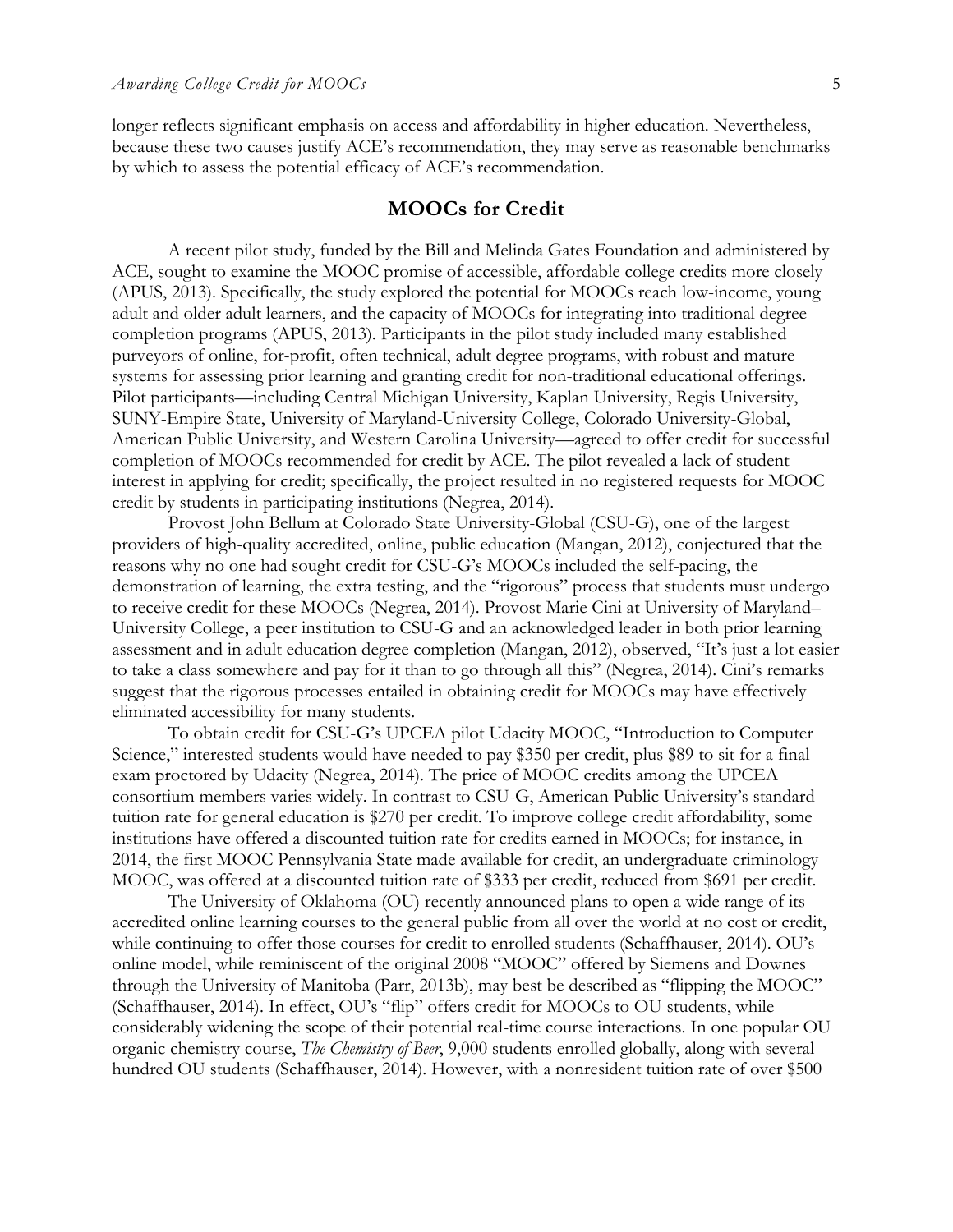longer reflects significant emphasis on access and affordability in higher education. Nevertheless, because these two causes justify ACE's recommendation, they may serve as reasonable benchmarks by which to assess the potential efficacy of ACE's recommendation.

## MOOCs for Credit

A recent pilot study, funded by the Bill and Melinda Gates Foundation and administered by ACE, sought to examine the MOOC promise of accessible, affordable college credits more closely (APUS, 2013). Specifically, the study explored the potential for MOOCs reach low-income, young adult and older adult learners, and the capacity of MOOCs for integrating into traditional degree completion programs (APUS, 2013). Participants in the pilot study included many established purveyors of online, for-profit, often technical, adult degree programs, with robust and mature systems for assessing prior learning and granting credit for non-traditional educational offerings. Pilot participants—including Central Michigan University, Kaplan University, Regis University, SUNY-Empire State, University of Maryland-University College, Colorado University-Global, American Public University, and Western Carolina University—agreed to offer credit for successful completion of MOOCs recommended for credit by ACE. The pilot revealed a lack of student interest in applying for credit; specifically, the project resulted in no registered requests for MOOC credit by students in participating institutions (Negrea, 2014).

Provost John Bellum at Colorado State University-Global (CSU-G), one of the largest providers of high-quality accredited, online, public education (Mangan, 2012), conjectured that the reasons why no one had sought credit for CSU-G's MOOCs included the self-pacing, the demonstration of learning, the extra testing, and the "rigorous" process that students must undergo to receive credit for these MOOCs (Negrea, 2014). Provost Marie Cini at University of Maryland–University College, a peer institution to CSU-G and an acknowledged leader in both prior learning assessment and in adult education degree completion (Mangan, 2012), observed, "It's just a lot easier to take a class somewhere and pay for it than to go through all this" (Negrea, 2014). Cini's remarks suggest that the rigorous processes entailed in obtaining credit for MOOCs may have effectively eliminated accessibility for many students.

To obtain credit for CSU-G's UPCEA pilot Udacity MOOC, "Introduction to Computer Science," interested students would have needed to pay $350 per credit, plus $89 to sit for a final exam proctored by Udacity (Negrea, 2014). The price of MOOC credits among the UPCEA consortium members varies widely. In contrast to CSU-G, American Public University's standard tuition rate for general education is $270 per credit. To improve college credit affordability, some institutions have offered a discounted tuition rate for credits earned in MOOCs; for instance, in 2014, the first MOOC Pennsylvania State made available for credit, an undergraduate criminology MOOC, was offered at a discounted tuition rate of $333 per credit, reduced from $691 per credit.

The University of Oklahoma (OU) recently announced plans to open a wide range of its accredited online learning courses to the general public from all over the world at no cost or credit, while continuing to offer those courses for credit to enrolled students (Schaffhauser, 2014). OU's online model, while reminiscent of the original 2008 "MOOC" offered by Siemens and Downes through the University of Manitoba (Parr, 2013b), may best be described as "flipping the MOOC" (Schaffhauser, 2014). In effect, OU's "flip" offers credit for MOOCs to OU students, while considerably widening the scope of their potential real-time course interactions. In one popular OU organic chemistry course, *The Chemistry of Beer*, 9,000 students enrolled globally, along with several hundred OU students (Schaffhauser, 2014). However, with a nonresident tuition rate of over $500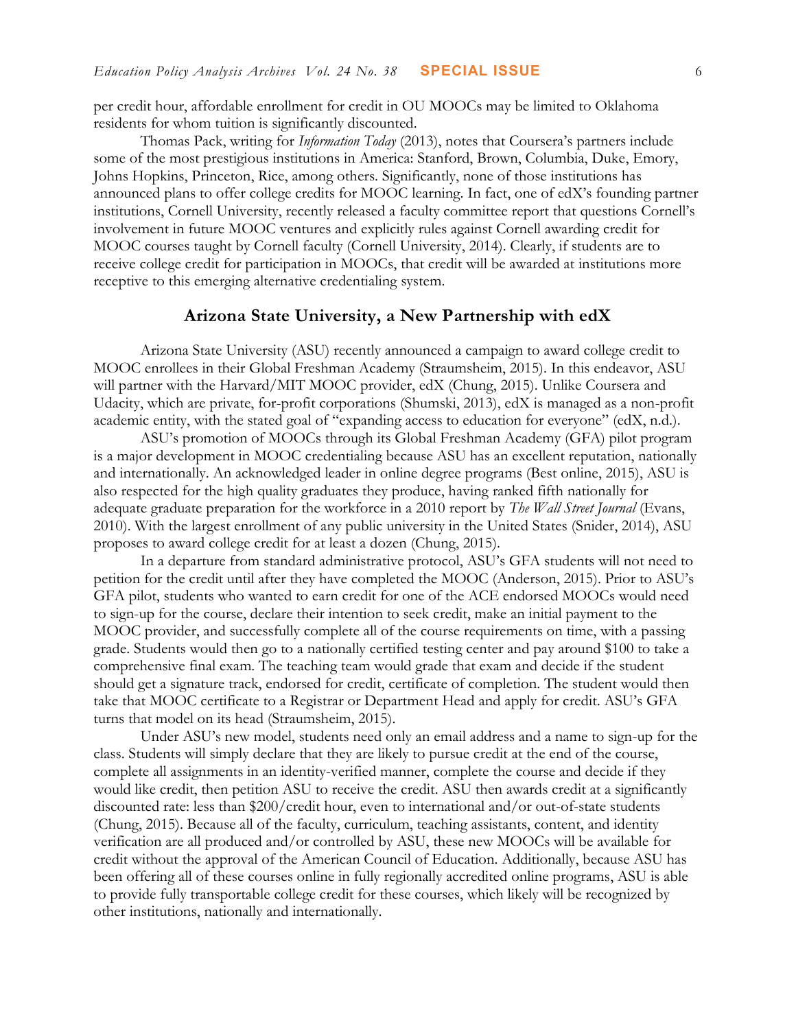per credit hour, affordable enrollment for credit in OU MOOCs may be limited to Oklahoma residents for whom tuition is significantly discounted.

Thomas Pack, writing for *Information Today* (2013), notes that Coursera's partners include some of the most prestigious institutions in America: Stanford, Brown, Columbia, Duke, Emory, Johns Hopkins, Princeton, Rice, among others. Significantly, none of those institutions has announced plans to offer college credits for MOOC learning. In fact, one of edX's founding partner institutions, Cornell University, recently released a faculty committee report that questions Cornell's involvement in future MOOC ventures and explicitly rules against Cornell awarding credit for MOOC courses taught by Cornell faculty (Cornell University, 2014). Clearly, if students are to receive college credit for participation in MOOCs, that credit will be awarded at institutions more receptive to this emerging alternative credentialing system.

## Arizona State University, a New Partnership with edX

Arizona State University (ASU) recently announced a campaign to award college credit to MOOC enrollees in their Global Freshman Academy (Straumsheim, 2015). In this endeavor, ASU will partner with the Harvard/MIT MOOC provider, edX (Chung, 2015). Unlike Coursera and Udacity, which are private, for-profit corporations (Shumski, 2013), edX is managed as a non-profit academic entity, with the stated goal of "expanding access to education for everyone" (edX, n.d.).

ASU's promotion of MOOCs through its Global Freshman Academy (GFA) pilot program is a major development in MOOC credentialing because ASU has an excellent reputation, nationally and internationally. An acknowledged leader in online degree programs (Best online, 2015), ASU is also respected for the high quality graduates they produce, having ranked fifth nationally for adequate graduate preparation for the workforce in a 2010 report by *The Wall Street Journal* (Evans, 2010). With the largest enrollment of any public university in the United States (Snider, 2014), ASU proposes to award college credit for at least a dozen (Chung, 2015).

In a departure from standard administrative protocol, ASU's GFA students will not need to petition for the credit until after they have completed the MOOC (Anderson, 2015). Prior to ASU's GFA pilot, students who wanted to earn credit for one of the ACE endorsed MOOCs would need to sign-up for the course, declare their intention to seek credit, make an initial payment to the MOOC provider, and successfully complete all of the course requirements on time, with a passing grade. Students would then go to a nationally certified testing center and pay around $100 to take a comprehensive final exam. The teaching team would grade that exam and decide if the student should get a signature track, endorsed for credit, certificate of completion. The student would then take that MOOC certificate to a Registrar or Department Head and apply for credit. ASU's GFA turns that model on its head (Straumsheim, 2015).

Under ASU's new model, students need only an email address and a name to sign-up for the class. Students will simply declare that they are likely to pursue credit at the end of the course, complete all assignments in an identity-verified manner, complete the course and decide if they would like credit, then petition ASU to receive the credit. ASU then awards credit at a significantly discounted rate: less than $200/credit hour, even to international and/or out-of-state students (Chung, 2015). Because all of the faculty, curriculum, teaching assistants, content, and identity verification are all produced and/or controlled by ASU, these new MOOCs will be available for credit without the approval of the American Council of Education. Additionally, because ASU has been offering all of these courses online in fully regionally accredited online programs, ASU is able to provide fully transportable college credit for these courses, which likely will be recognized by other institutions, nationally and internationally.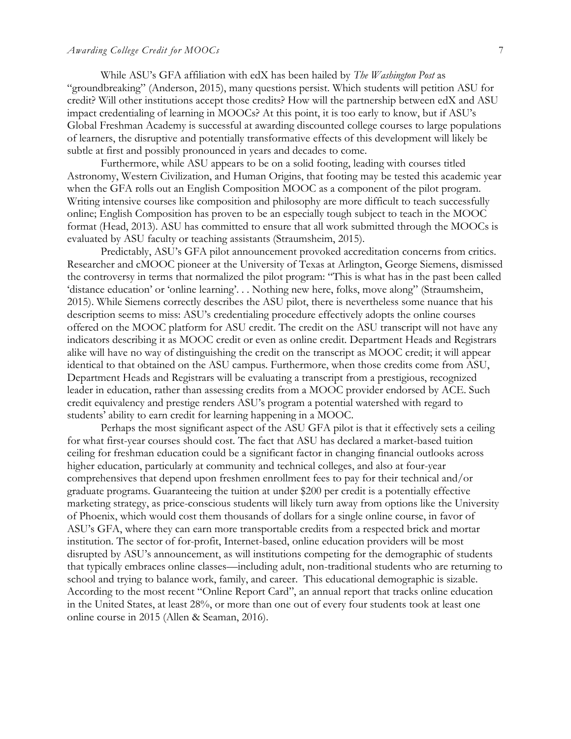While ASU's GFA affiliation with edX has been hailed by *The Washington Post* as "groundbreaking" (Anderson, 2015), many questions persist. Which students will petition ASU for credit? Will other institutions accept those credits? How will the partnership between edX and ASU impact credentialing of learning in MOOCs? At this point, it is too early to know, but if ASU's Global Freshman Academy is successful at awarding discounted college courses to large populations of learners, the disruptive and potentially transformative effects of this development will likely be subtle at first and possibly pronounced in years and decades to come.

Furthermore, while ASU appears to be on a solid footing, leading with courses titled Astronomy, Western Civilization, and Human Origins, that footing may be tested this academic year when the GFA rolls out an English Composition MOOC as a component of the pilot program. Writing intensive courses like composition and philosophy are more difficult to teach successfully online; English Composition has proven to be an especially tough subject to teach in the MOOC format (Head, 2013). ASU has committed to ensure that all work submitted through the MOOCs is evaluated by ASU faculty or teaching assistants (Straumsheim, 2015).

Predictably, ASU's GFA pilot announcement provoked accreditation concerns from critics. Researcher and cMOOC pioneer at the University of Texas at Arlington, George Siemens, dismissed the controversy in terms that normalized the pilot program: "This is what has in the past been called 'distance education' or 'online learning'. . . Nothing new here, folks, move along" (Straumsheim, 2015). While Siemens correctly describes the ASU pilot, there is nevertheless some nuance that his description seems to miss: ASU's credentialing procedure effectively adopts the online courses offered on the MOOC platform for ASU credit. The credit on the ASU transcript will not have any indicators describing it as MOOC credit or even as online credit. Department Heads and Registrars alike will have no way of distinguishing the credit on the transcript as MOOC credit; it will appear identical to that obtained on the ASU campus. Furthermore, when those credits come from ASU, Department Heads and Registrars will be evaluating a transcript from a prestigious, recognized leader in education, rather than assessing credits from a MOOC provider endorsed by ACE. Such credit equivalency and prestige renders ASU's program a potential watershed with regard to students' ability to earn credit for learning happening in a MOOC.

Perhaps the most significant aspect of the ASU GFA pilot is that it effectively sets a ceiling for what first-year courses should cost. The fact that ASU has declared a market-based tuition ceiling for freshman education could be a significant factor in changing financial outlooks across higher education, particularly at community and technical colleges, and also at four-year comprehensives that depend upon freshmen enrollment fees to pay for their technical and/or graduate programs. Guaranteeing the tuition at under $200 per credit is a potentially effective marketing strategy, as price-conscious students will likely turn away from options like the University of Phoenix, which would cost them thousands of dollars for a single online course, in favor of ASU's GFA, where they can earn more transportable credits from a respected brick and mortar institution. The sector of for-profit, Internet-based, online education providers will be most disrupted by ASU's announcement, as will institutions competing for the demographic of students that typically embraces online classes—including adult, non-traditional students who are returning to school and trying to balance work, family, and career. This educational demographic is sizable. According to the most recent "Online Report Card", an annual report that tracks online education in the United States, at least 28%, or more than one out of every four students took at least one online course in 2015 (Allen & Seaman, 2016).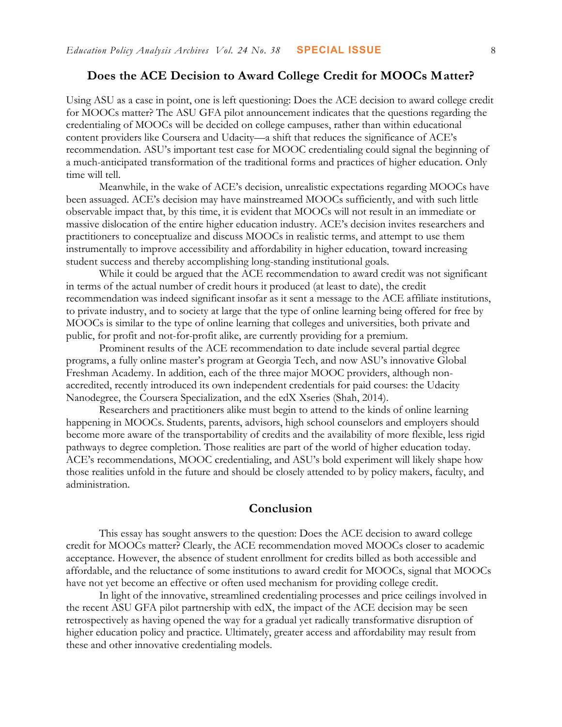## Does the ACE Decision to Award College Credit for MOOCs Matter?

Using ASU as a case in point, one is left questioning: Does the ACE decision to award college credit for MOOCs matter? The ASU GFA pilot announcement indicates that the questions regarding the credentialing of MOOCs will be decided on college campuses, rather than within educational content providers like Coursera and Udacity—a shift that reduces the significance of ACE's recommendation. ASU's important test case for MOOC credentialing could signal the beginning of a much-anticipated transformation of the traditional forms and practices of higher education. Only time will tell.

Meanwhile, in the wake of ACE's decision, unrealistic expectations regarding MOOCs have been assuaged. ACE's decision may have mainstreamed MOOCs sufficiently, and with such little observable impact that, by this time, it is evident that MOOCs will not result in an immediate or massive dislocation of the entire higher education industry. ACE's decision invites researchers and practitioners to conceptualize and discuss MOOCs in realistic terms, and attempt to use them instrumentally to improve accessibility and affordability in higher education, toward increasing student success and thereby accomplishing long-standing institutional goals.

While it could be argued that the ACE recommendation to award credit was not significant in terms of the actual number of credit hours it produced (at least to date), the credit recommendation was indeed significant insofar as it sent a message to the ACE affiliate institutions, to private industry, and to society at large that the type of online learning being offered for free by MOOCs is similar to the type of online learning that colleges and universities, both private and public, for profit and not-for-profit alike, are currently providing for a premium.

Prominent results of the ACE recommendation to date include several partial degree programs, a fully online master's program at Georgia Tech, and now ASU's innovative Global Freshman Academy. In addition, each of the three major MOOC providers, although non-accredited, recently introduced its own independent credentials for paid courses: the Udacity Nanodegree, the Coursera Specialization, and the edX Xseries (Shah, 2014).

Researchers and practitioners alike must begin to attend to the kinds of online learning happening in MOOCs. Students, parents, advisors, high school counselors and employers should become more aware of the transportability of credits and the availability of more flexible, less rigid pathways to degree completion. Those realities are part of the world of higher education today. ACE's recommendations, MOOC credentialing, and ASU's bold experiment will likely shape how those realities unfold in the future and should be closely attended to by policy makers, faculty, and administration.

## Conclusion

This essay has sought answers to the question: Does the ACE decision to award college credit for MOOCs matter? Clearly, the ACE recommendation moved MOOCs closer to academic acceptance. However, the absence of student enrollment for credits billed as both accessible and affordable, and the reluctance of some institutions to award credit for MOOCs, signal that MOOCs have not yet become an effective or often used mechanism for providing college credit.

In light of the innovative, streamlined credentialing processes and price ceilings involved in the recent ASU GFA pilot partnership with edX, the impact of the ACE decision may be seen retrospectively as having opened the way for a gradual yet radically transformative disruption of higher education policy and practice. Ultimately, greater access and affordability may result from these and other innovative credentialing models.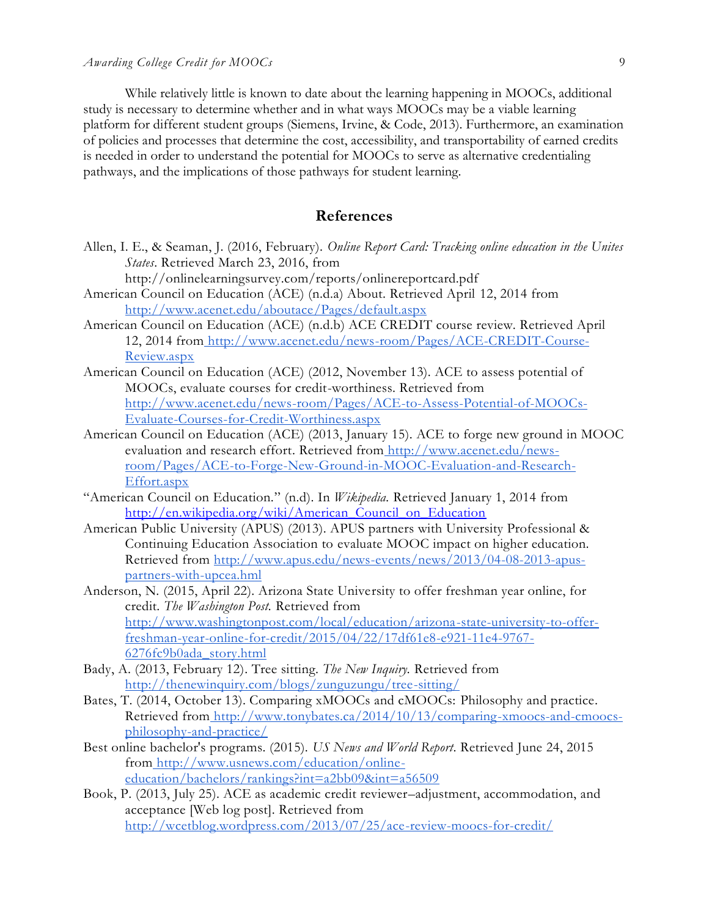While relatively little is known to date about the learning happening in MOOCs, additional study is necessary to determine whether and in what ways MOOCs may be a viable learning platform for different student groups (Siemens, Irvine, & Code, 2013). Furthermore, an examination of policies and processes that determine the cost, accessibility, and transportability of earned credits is needed in order to understand the potential for MOOCs to serve as alternative credentialing pathways, and the implications of those pathways for student learning.

## References

Allen, I. E., & Seaman, J. (2016, February). *Online Report Card: Tracking online education in the Unites States*. Retrieved March 23, 2016, from http://onlinelearningsurvey.com/reports/onlinereportcard.pdf

American Council on Education (ACE) (n.d.a) About. Retrieved April 12, 2014 from http://www.acenet.edu/aboutace/Pages/default.aspx

American Council on Education (ACE) (n.d.b) ACE CREDIT course review. Retrieved April 12, 2014 from http://www.acenet.edu/news-room/Pages/ACE-CREDIT-Course-Review.aspx

American Council on Education (ACE) (2012, November 13). ACE to assess potential of MOOCs, evaluate courses for credit-worthiness. Retrieved from http://www.acenet.edu/news-room/Pages/ACE-to-Assess-Potential-of-MOOCs-Evaluate-Courses-for-Credit-Worthiness.aspx

American Council on Education (ACE) (2013, January 15). ACE to forge new ground in MOOC evaluation and research effort. Retrieved from http://www.acenet.edu/news-room/Pages/ACE-to-Forge-New-Ground-in-MOOC-Evaluation-and-Research-Effort.aspx

"American Council on Education." (n.d). In *Wikipedia.* Retrieved January 1, 2014 from http://en.wikipedia.org/wiki/American_Council_on_Education

American Public University (APUS) (2013). APUS partners with University Professional & Continuing Education Association to evaluate MOOC impact on higher education. Retrieved from http://www.apus.edu/news-events/news/2013/04-08-2013-apus-partners-with-upcea.hml

Anderson, N. (2015, April 22). Arizona State University to offer freshman year online, for credit. *The Washington Post.* Retrieved from http://www.washingtonpost.com/local/education/arizona-state-university-to-offer-freshman-year-online-for-credit/2015/04/22/17df61e8-e921-11e4-9767-6276fc9b0ada_story.html

Bady, A. (2013, February 12). Tree sitting. *The New Inquiry.* Retrieved from http://thenewinquiry.com/blogs/zunguzungu/tree-sitting/

Bates, T. (2014, October 13). Comparing xMOOCs and cMOOCs: Philosophy and practice. Retrieved from http://www.tonybates.ca/2014/10/13/comparing-xmoocs-and-cmoocs-philosophy-and-practice/

Best online bachelor's programs. (2015). *US News and World Report.* Retrieved June 24, 2015 from http://www.usnews.com/education/online-education/bachelors/rankings?int=a2bb09&int=a56509

Book, P. (2013, July 25). ACE as academic credit reviewer–adjustment, accommodation, and acceptance [Web log post]. Retrieved from http://wcetblog.wordpress.com/2013/07/25/ace-review-moocs-for-credit/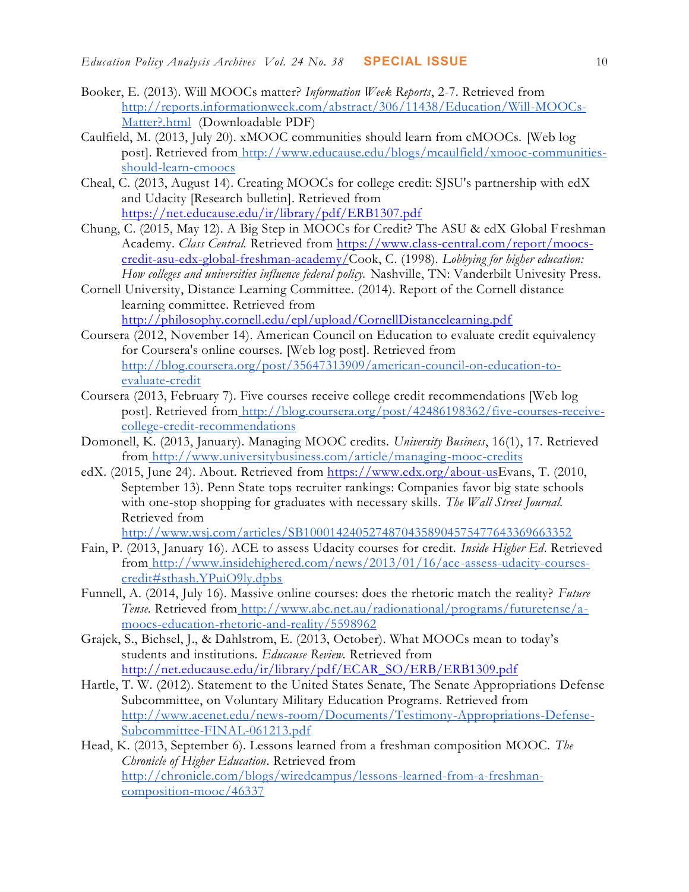Booker, E. (2013). Will MOOCs matter? *Information Week Reports*, 2-7. Retrieved from http://reports.informationweek.com/abstract/306/11438/Education/Will-MOOCs-Matter?.html (Downloadable PDF)

Caulfield, M. (2013, July 20). xMOOC communities should learn from cMOOCs. [Web log post]. Retrieved from http://www.educause.edu/blogs/mcaulfield/xmooc-communities-should-learn-cmoocs

Cheal, C. (2013, August 14). Creating MOOCs for college credit: SJSU's partnership with edX and Udacity [Research bulletin]. Retrieved from https://net.educause.edu/ir/library/pdf/ERB1307.pdf

Chung, C. (2015, May 12). A Big Step in MOOCs for Credit? The ASU & edX Global Freshman Academy. *Class Central.* Retrieved from https://www.class-central.com/report/moocs-credit-asu-edx-global-freshman-academy/Cook, C. (1998). *Lobbying for higher education: How colleges and universities influence federal policy.* Nashville, TN: Vanderbilt Univesity Press.

Cornell University, Distance Learning Committee. (2014). Report of the Cornell distance learning committee. Retrieved from http://philosophy.cornell.edu/epl/upload/CornellDistancelearning.pdf

Coursera (2012, November 14). American Council on Education to evaluate credit equivalency for Coursera's online courses. [Web log post]. Retrieved from http://blog.coursera.org/post/35647313909/american-council-on-education-to-evaluate-credit

Coursera (2013, February 7). Five courses receive college credit recommendations [Web log post]. Retrieved from http://blog.coursera.org/post/42486198362/five-courses-receive-college-credit-recommendations

Domonell, K. (2013, January). Managing MOOC credits. *University Business*, 16(1), 17. Retrieved from http://www.universitybusiness.com/article/managing-mooc-credits

edX. (2015, June 24). About. Retrieved from https://www.edx.org/about-usEvans, T. (2010, September 13). Penn State tops recruiter rankings: Companies favor big state schools with one-stop shopping for graduates with necessary skills. *The Wall Street Journal.* Retrieved from http://www.wsj.com/articles/SB10001424052748704358904575477643369663352

Fain, P. (2013, January 16). ACE to assess Udacity courses for credit. *Inside Higher Ed*. Retrieved from http://www.insidehighered.com/news/2013/01/16/ace-assess-udacity-courses-credit#sthash.YPuiO9ly.dpbs

Funnell, A. (2014, July 16). Massive online courses: does the rhetoric match the reality? *Future Tense.* Retrieved from http://www.abc.net.au/radionational/programs/futuretense/a-moocs-education-rhetoric-and-reality/5598962

Grajek, S., Bichsel, J., & Dahlstrom, E. (2013, October). What MOOCs mean to today's students and institutions. *Educause Review.* Retrieved from http://net.educause.edu/ir/library/pdf/ECAR_SO/ERB/ERB1309.pdf

Hartle, T. W. (2012). Statement to the United States Senate, The Senate Appropriations Defense Subcommittee, on Voluntary Military Education Programs. Retrieved from http://www.acenet.edu/news-room/Documents/Testimony-Appropriations-Defense-Subcommittee-FINAL-061213.pdf

Head, K. (2013, September 6). Lessons learned from a freshman composition MOOC. *The Chronicle of Higher Education*. Retrieved from http://chronicle.com/blogs/wiredcampus/lessons-learned-from-a-freshman-composition-mooc/46337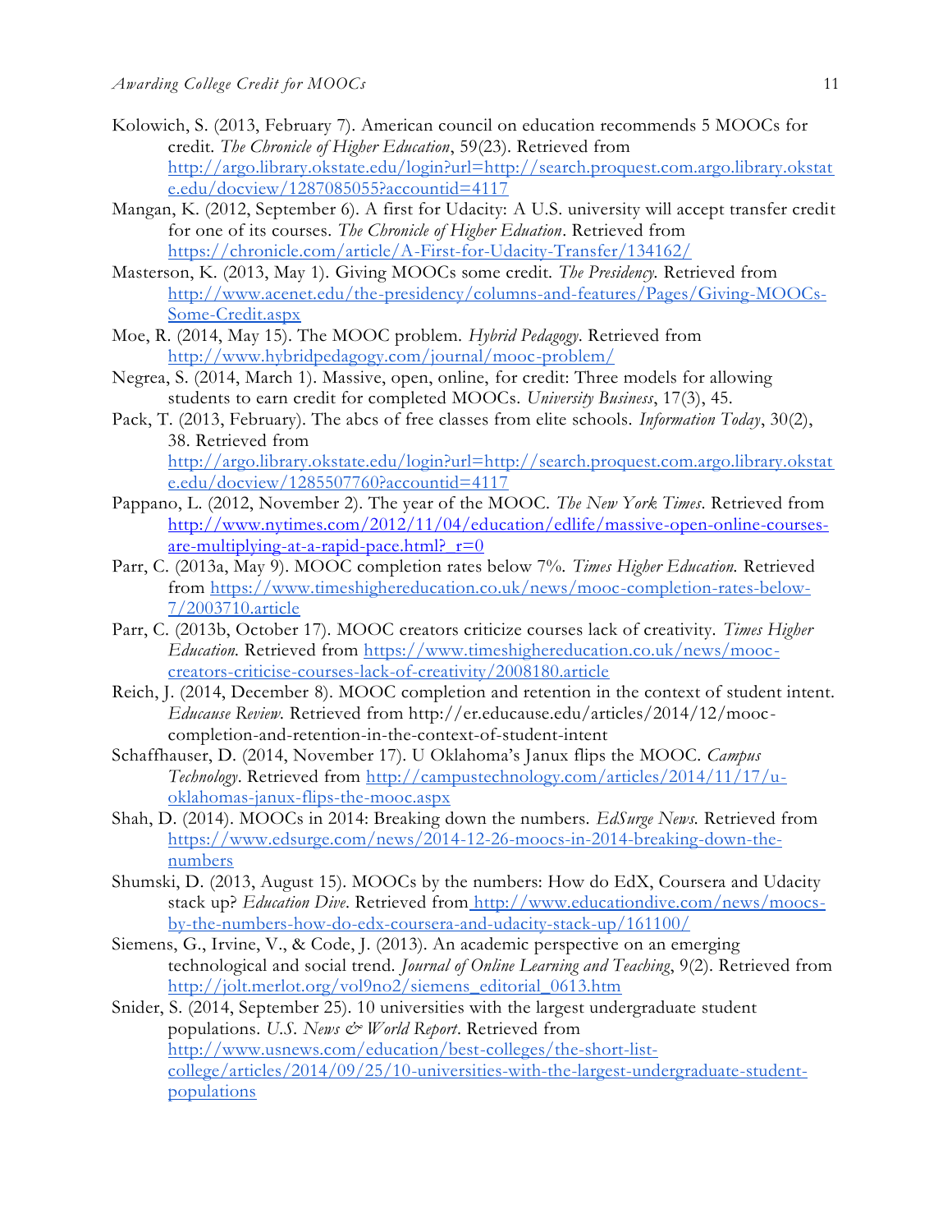Kolowich, S. (2013, February 7). American council on education recommends 5 MOOCs for credit. *The Chronicle of Higher Education*, 59(23). Retrieved from http://argo.library.okstate.edu/login?url=http://search.proquest.com.argo.library.okstate.edu/docview/1287085055?accountid=4117

Mangan, K. (2012, September 6). A first for Udacity: A U.S. university will accept transfer credit for one of its courses. *The Chronicle of Higher Eduation*. Retrieved from https://chronicle.com/article/A-First-for-Udacity-Transfer/134162/

Masterson, K. (2013, May 1). Giving MOOCs some credit. *The Presidency.* Retrieved from http://www.acenet.edu/the-presidency/columns-and-features/Pages/Giving-MOOCs-Some-Credit.aspx

Moe, R. (2014, May 15). The MOOC problem. *Hybrid Pedagogy*. Retrieved from http://www.hybridpedagogy.com/journal/mooc-problem/

Negrea, S. (2014, March 1). Massive, open, online, for credit: Three models for allowing students to earn credit for completed MOOCs. *University Business*, 17(3), 45.

Pack, T. (2013, February). The abcs of free classes from elite schools. *Information Today*, 30(2), 38. Retrieved from http://argo.library.okstate.edu/login?url=http://search.proquest.com.argo.library.okstate.edu/docview/1285507760?accountid=4117

Pappano, L. (2012, November 2). The year of the MOOC. *The New York Times*. Retrieved from http://www.nytimes.com/2012/11/04/education/edlife/massive-open-online-courses-are-multiplying-at-a-rapid-pace.html?_r=0

Parr, C. (2013a, May 9). MOOC completion rates below 7%. *Times Higher Education.* Retrieved from https://www.timeshighereducation.co.uk/news/mooc-completion-rates-below-7/2003710.article

Parr, C. (2013b, October 17). MOOC creators criticize courses lack of creativity. *Times Higher Education.* Retrieved from https://www.timeshighereducation.co.uk/news/mooc-creators-criticise-courses-lack-of-creativity/2008180.article

Reich, J. (2014, December 8). MOOC completion and retention in the context of student intent. *Educause Review.* Retrieved from http://er.educause.edu/articles/2014/12/mooc-completion-and-retention-in-the-context-of-student-intent

Schaffhauser, D. (2014, November 17). U Oklahoma's Janux flips the MOOC. *Campus Technology*. Retrieved from http://campustechnology.com/articles/2014/11/17/u-oklahomas-janux-flips-the-mooc.aspx

Shah, D. (2014). MOOCs in 2014: Breaking down the numbers. *EdSurge News.* Retrieved from https://www.edsurge.com/news/2014-12-26-moocs-in-2014-breaking-down-the-numbers

Shumski, D. (2013, August 15). MOOCs by the numbers: How do EdX, Coursera and Udacity stack up? *Education Dive*. Retrieved from http://www.educationdive.com/news/moocs-by-the-numbers-how-do-edx-coursera-and-udacity-stack-up/161100/

Siemens, G., Irvine, V., & Code, J. (2013). An academic perspective on an emerging technological and social trend. *Journal of Online Learning and Teaching*, 9(2). Retrieved from http://jolt.merlot.org/vol9no2/siemens_editorial_0613.htm

Snider, S. (2014, September 25). 10 universities with the largest undergraduate student populations. *U.S. News & World Report*. Retrieved from http://www.usnews.com/education/best-colleges/the-short-list-college/articles/2014/09/25/10-universities-with-the-largest-undergraduate-student-populations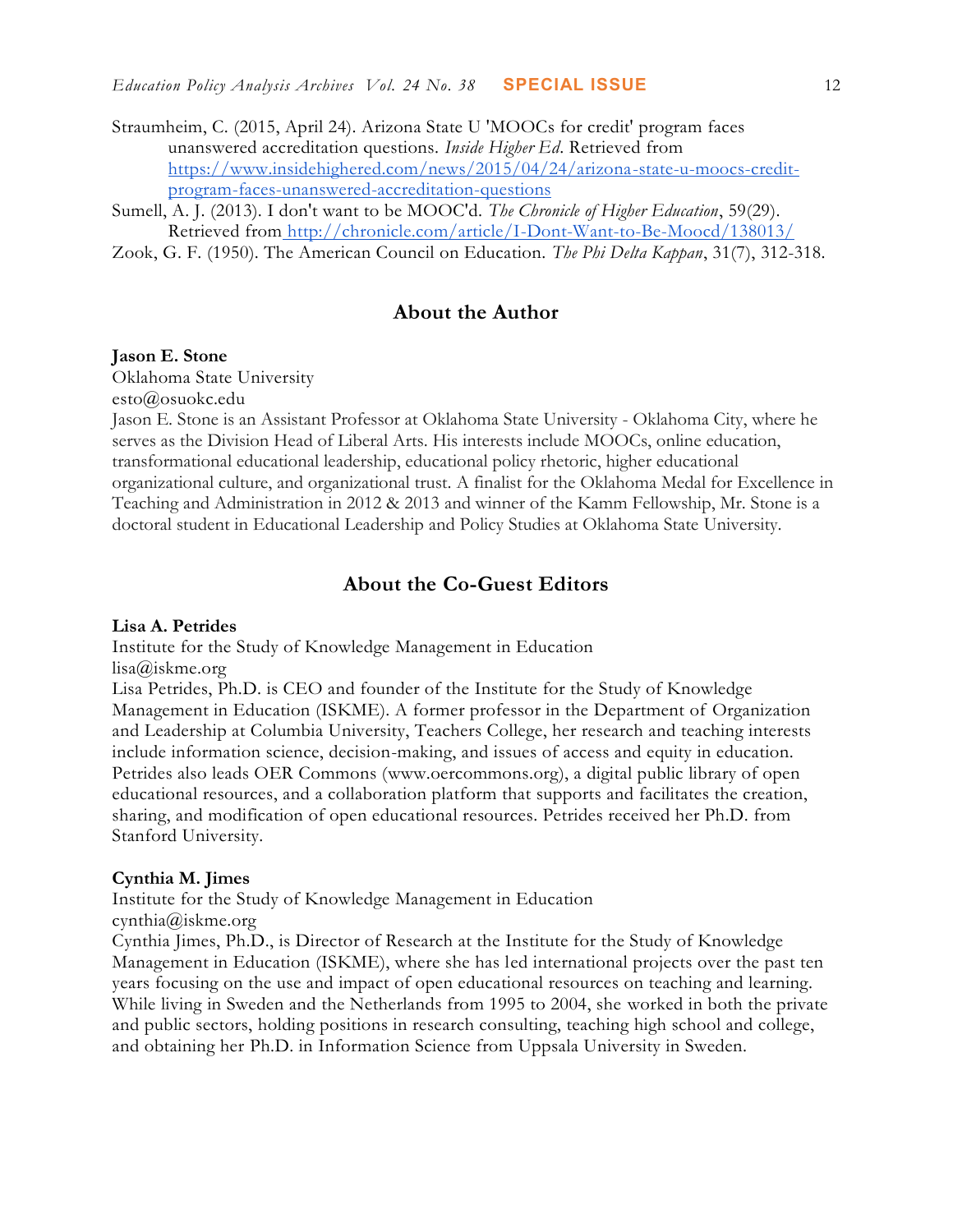Straumheim, C. (2015, April 24). Arizona State U 'MOOCs for credit' program faces unanswered accreditation questions. *Inside Higher Ed*. Retrieved from https://www.insidehighered.com/news/2015/04/24/arizona-state-u-moocs-credit-program-faces-unanswered-accreditation-questions

Sumell, A. J. (2013). I don't want to be MOOC'd. *The Chronicle of Higher Education*, 59(29). Retrieved from http://chronicle.com/article/I-Dont-Want-to-Be-Moocd/138013/

Zook, G. F. (1950). The American Council on Education. *The Phi Delta Kappan*, 31(7), 312-318.

## About the Author

**Jason E. Stone**
Oklahoma State University
esto@osuokc.edu
Jason E. Stone is an Assistant Professor at Oklahoma State University - Oklahoma City, where he serves as the Division Head of Liberal Arts. His interests include MOOCs, online education, transformational educational leadership, educational policy rhetoric, higher educational organizational culture, and organizational trust. A finalist for the Oklahoma Medal for Excellence in Teaching and Administration in 2012 & 2013 and winner of the Kamm Fellowship, Mr. Stone is a doctoral student in Educational Leadership and Policy Studies at Oklahoma State University.

## About the Co-Guest Editors

**Lisa A. Petrides**
Institute for the Study of Knowledge Management in Education
lisa@iskme.org
Lisa Petrides, Ph.D. is CEO and founder of the Institute for the Study of Knowledge Management in Education (ISKME). A former professor in the Department of Organization and Leadership at Columbia University, Teachers College, her research and teaching interests include information science, decision-making, and issues of access and equity in education. Petrides also leads OER Commons (www.oercommons.org), a digital public library of open educational resources, and a collaboration platform that supports and facilitates the creation, sharing, and modification of open educational resources. Petrides received her Ph.D. from Stanford University.

**Cynthia M. Jimes**
Institute for the Study of Knowledge Management in Education
cynthia@iskme.org
Cynthia Jimes, Ph.D., is Director of Research at the Institute for the Study of Knowledge Management in Education (ISKME), where she has led international projects over the past ten years focusing on the use and impact of open educational resources on teaching and learning. While living in Sweden and the Netherlands from 1995 to 2004, she worked in both the private and public sectors, holding positions in research consulting, teaching high school and college, and obtaining her Ph.D. in Information Science from Uppsala University in Sweden.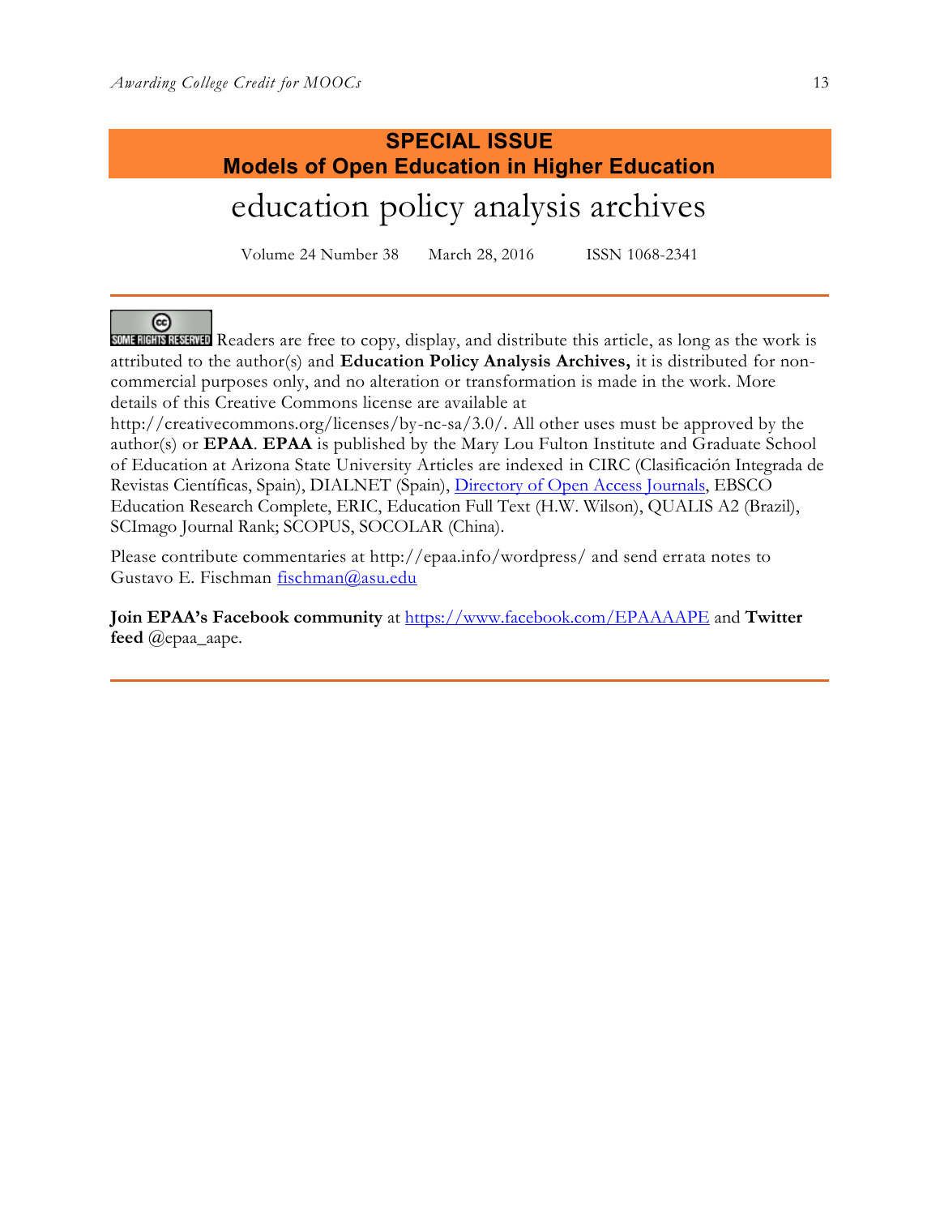**SPECIAL ISSUE**
**Models of Open Education in Higher Education**

# education policy analysis archives

Volume 24 Number 38 March 28, 2016 ISSN 1068-2341

---

SOME RIGHTS RESERVED Readers are free to copy, display, and distribute this article, as long as the work is attributed to the author(s) and **Education Policy Analysis Archives,** it is distributed for non-commercial purposes only, and no alteration or transformation is made in the work. More details of this Creative Commons license are available at http://creativecommons.org/licenses/by-nc-sa/3.0/. All other uses must be approved by the author(s) or **EPAA**. **EPAA** is published by the Mary Lou Fulton Institute and Graduate School of Education at Arizona State University Articles are indexed in CIRC (Clasificación Integrada de Revistas Científicas, Spain), DIALNET (Spain), Directory of Open Access Journals, EBSCO Education Research Complete, ERIC, Education Full Text (H.W. Wilson), QUALIS A2 (Brazil), SCImago Journal Rank; SCOPUS, SOCOLAR (China).

Please contribute commentaries at http://epaa.info/wordpress/ and send errata notes to Gustavo E. Fischman fischman@asu.edu

**Join EPAA's Facebook community** at https://www.facebook.com/EPAAAAPE and **Twitter feed** @epaa_aape.

---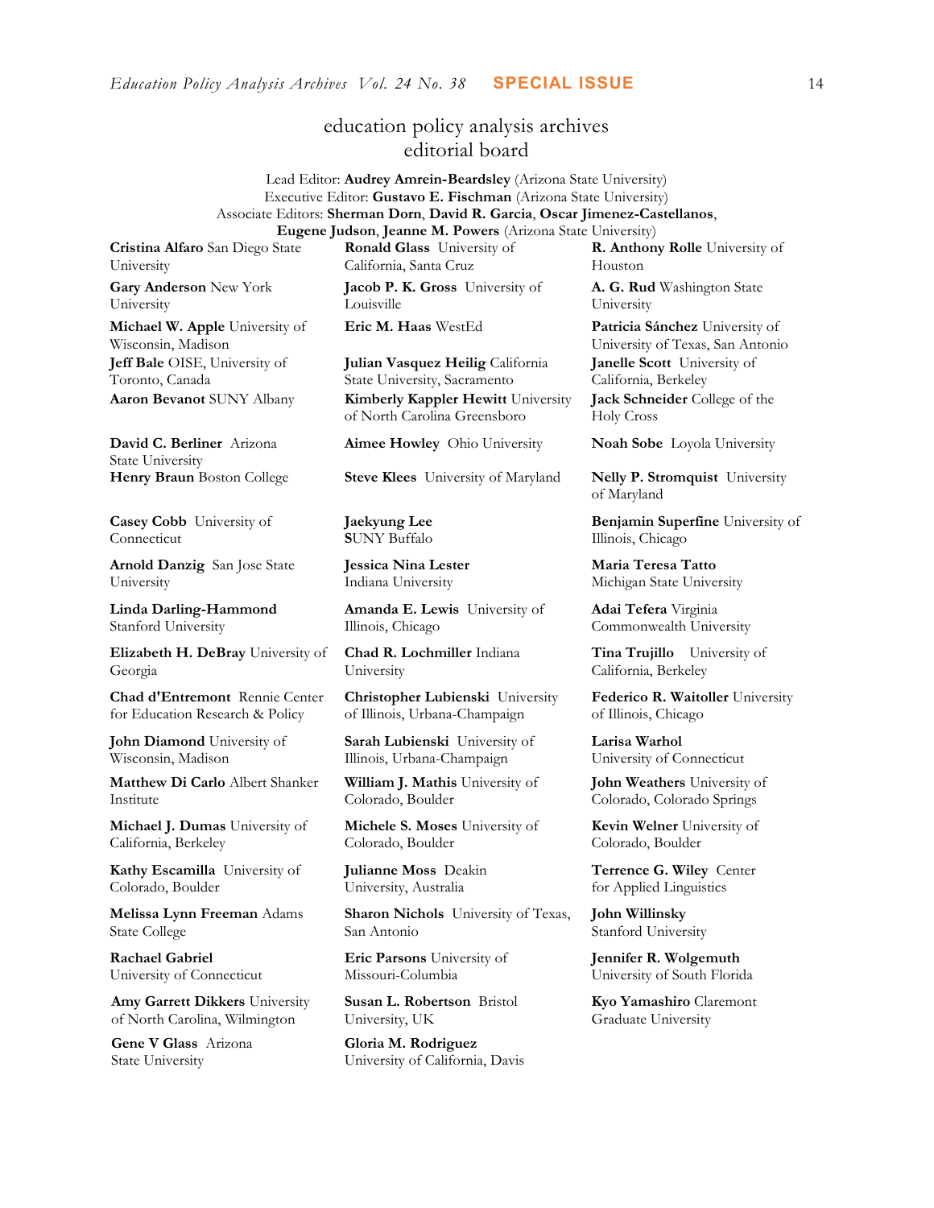# education policy analysis archives
## editorial board

Lead Editor: **Audrey Amrein-Beardsley** (Arizona State University)
Executive Editor: **Gustavo E. Fischman** (Arizona State University)
Associate Editors: **Sherman Dorn**, **David R. Garcia**, **Oscar Jimenez-Castellanos**, **Eugene Judson**, **Jeanne M. Powers** (Arizona State University)

**Cristina Alfaro** San Diego State University

**Gary Anderson** New York University

**Michael W. Apple** University of Wisconsin, Madison

**Jeff Bale** OISE, University of Toronto, Canada

**Aaron Bevanot** SUNY Albany

**David C. Berliner** Arizona State University

**Henry Braun** Boston College

**Casey Cobb** University of Connecticut

**Arnold Danzig** San Jose State University

**Linda Darling-Hammond** Stanford University

**Elizabeth H. DeBray** University of Georgia

**Chad d'Entremont** Rennie Center for Education Research & Policy

**John Diamond** University of Wisconsin, Madison

**Matthew Di Carlo** Albert Shanker Institute

**Michael J. Dumas** University of California, Berkeley

**Kathy Escamilla** University of Colorado, Boulder

**Melissa Lynn Freeman** Adams State College

**Rachael Gabriel** University of Connecticut

**Amy Garrett Dikkers** University of North Carolina, Wilmington

**Gene V Glass** Arizona State University

**Ronald Glass** University of California, Santa Cruz

**Jacob P. K. Gross** University of Louisville

**Eric M. Haas** WestEd

**Julian Vasquez Heilig** California State University, Sacramento

**Kimberly Kappler Hewitt** University of North Carolina Greensboro

**Aimee Howley** Ohio University

**Steve Klees** University of Maryland

**Jaekyung Lee** SUNY Buffalo

**Jessica Nina Lester** Indiana University

**Amanda E. Lewis** University of Illinois, Chicago

**Chad R. Lochmiller** Indiana University

**Christopher Lubienski** University of Illinois, Urbana-Champaign

**Sarah Lubienski** University of Illinois, Urbana-Champaign

**William J. Mathis** University of Colorado, Boulder

**Michele S. Moses** University of Colorado, Boulder

**Julianne Moss** Deakin University, Australia

**Sharon Nichols** University of Texas, San Antonio

**Eric Parsons** University of Missouri-Columbia

**Susan L. Robertson** Bristol University, UK

**Gloria M. Rodriguez** University of California, Davis

**R. Anthony Rolle** University of Houston

**A. G. Rud** Washington State University

**Patricia Sánchez** University of University of Texas, San Antonio

**Janelle Scott** University of California, Berkeley

**Jack Schneider** College of the Holy Cross

**Noah Sobe** Loyola University

**Nelly P. Stromquist** University of Maryland

**Benjamin Superfine** University of Illinois, Chicago

**Maria Teresa Tatto** Michigan State University

**Adai Tefera** Virginia Commonwealth University

**Tina Trujillo** University of California, Berkeley

**Federico R. Waitoller** University of Illinois, Chicago

**Larisa Warhol** University of Connecticut

**John Weathers** University of Colorado, Colorado Springs

**Kevin Welner** University of Colorado, Boulder

**Terrence G. Wiley** Center for Applied Linguistics

**John Willinsky** Stanford University

**Jennifer R. Wolgemuth** University of South Florida

**Kyo Yamashiro** Claremont Graduate University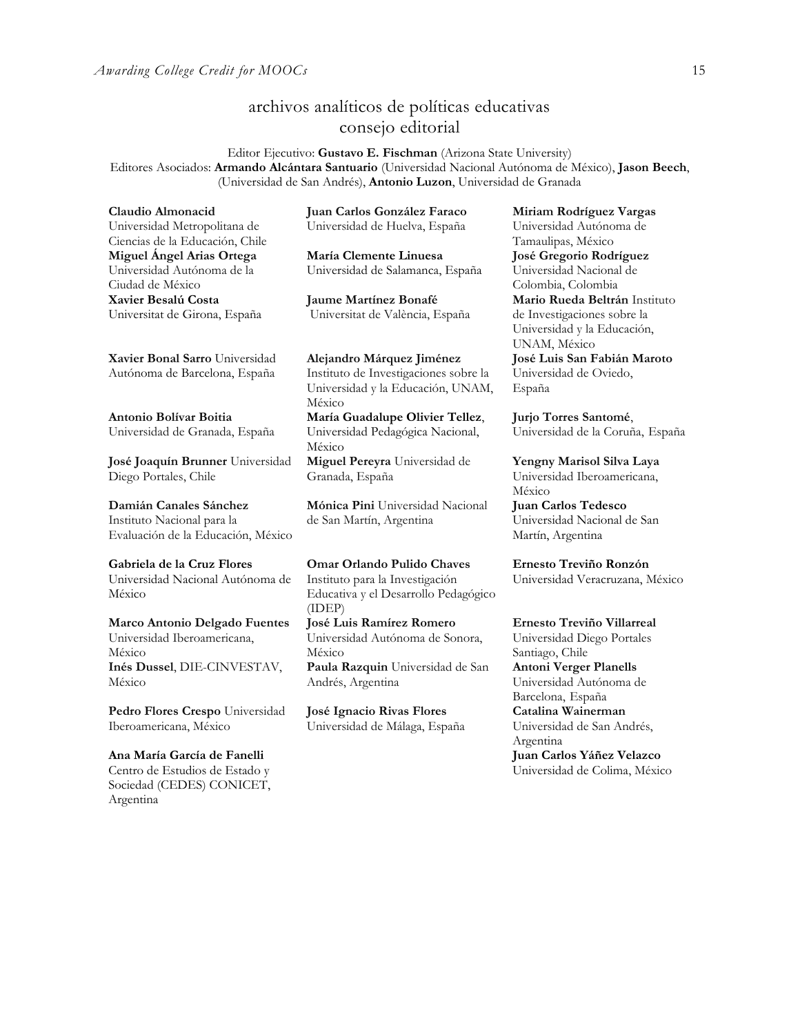## archivos analíticos de políticas educativas
## consejo editorial

Editor Ejecutivo: **Gustavo E. Fischman** (Arizona State University)
Editores Asociados: **Armando Alcántara Santuario** (Universidad Nacional Autónoma de México), **Jason Beech**, (Universidad de San Andrés), **Antonio Luzon**, Universidad de Granada

**Claudio Almonacid** Universidad Metropolitana de Ciencias de la Educación, Chile

**Miguel Ángel Arias Ortega** Universidad Autónoma de la Ciudad de México

**Xavier Besalú Costa** Universitat de Girona, España

**Xavier Bonal Sarro** Universidad Autónoma de Barcelona, España

**Antonio Bolívar Boitia** Universidad de Granada, España

**José Joaquín Brunner** Universidad Diego Portales, Chile

**Damián Canales Sánchez** Instituto Nacional para la Evaluación de la Educación, México

**Gabriela de la Cruz Flores** Universidad Nacional Autónoma de México

**Marco Antonio Delgado Fuentes** Universidad Iberoamericana, México

**Inés Dussel**, DIE-CINVESTAV, México

**Pedro Flores Crespo** Universidad Iberoamericana, México

**Ana María García de Fanelli** Centro de Estudios de Estado y Sociedad (CEDES) CONICET, Argentina

**Juan Carlos González Faraco** Universidad de Huelva, España

**María Clemente Linuesa** Universidad de Salamanca, España

**Jaume Martínez Bonafé** Universitat de València, España

**Alejandro Márquez Jiménez** Instituto de Investigaciones sobre la Universidad y la Educación, UNAM, México

**María Guadalupe Olivier Tellez**, Universidad Pedagógica Nacional, México

**Miguel Pereyra** Universidad de Granada, España

**Mónica Pini** Universidad Nacional de San Martín, Argentina

**Omar Orlando Pulido Chaves** Instituto para la Investigación Educativa y el Desarrollo Pedagógico (IDEP)

**José Luis Ramírez Romero** Universidad Autónoma de Sonora, México

**Paula Razquin** Universidad de San Andrés, Argentina

**José Ignacio Rivas Flores** Universidad de Málaga, España

**Miriam Rodríguez Vargas** Universidad Autónoma de Tamaulipas, México

**José Gregorio Rodríguez** Universidad Nacional de Colombia, Colombia

**Mario Rueda Beltrán** Instituto de Investigaciones sobre la Universidad y la Educación, UNAM, México

**José Luis San Fabián Maroto** Universidad de Oviedo, España

**Jurjo Torres Santomé**, Universidad de la Coruña, España

**Yengny Marisol Silva Laya** Universidad Iberoamericana, México

**Juan Carlos Tedesco** Universidad Nacional de San Martín, Argentina

**Ernesto Treviño Ronzón** Universidad Veracruzana, México

**Ernesto Treviño Villarreal** Universidad Diego Portales Santiago, Chile

**Antoni Verger Planells** Universidad Autónoma de Barcelona, España

**Catalina Wainerman** Universidad de San Andrés, Argentina

**Juan Carlos Yáñez Velazco** Universidad de Colima, México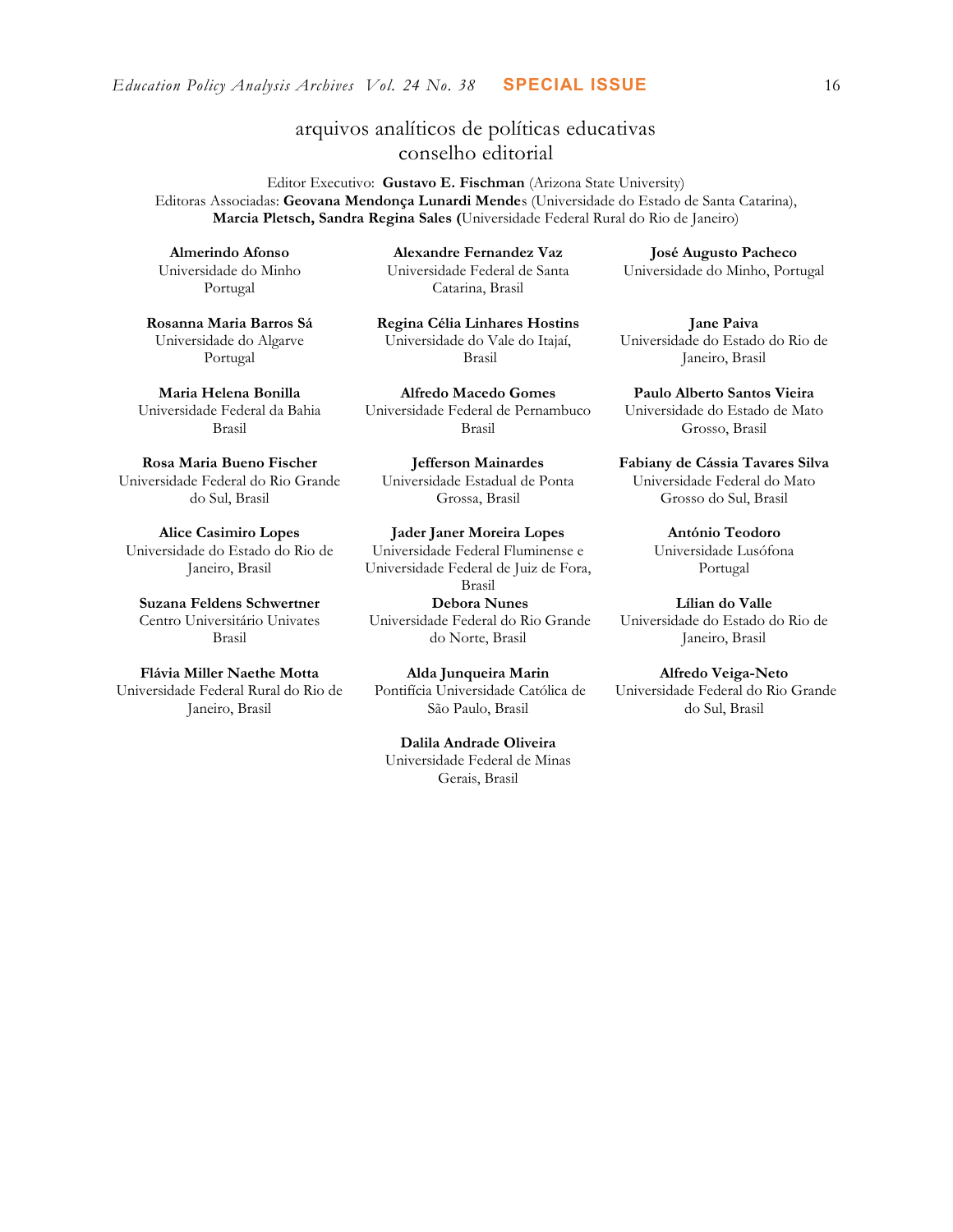# arquivos analíticos de políticas educativas
## conselho editorial

Editor Executivo: **Gustavo E. Fischman** (Arizona State University)
Editoras Associadas: **Geovana Mendonça Lunardi Mende**s (Universidade do Estado de Santa Catarina),
**Marcia Pletsch, Sandra Regina Sales (**Universidade Federal Rural do Rio de Janeiro)

**Almerindo Afonso**
Universidade do Minho
Portugal

**Rosanna Maria Barros Sá**
Universidade do Algarve
Portugal

**Maria Helena Bonilla**
Universidade Federal da Bahia
Brasil

**Rosa Maria Bueno Fischer**
Universidade Federal do Rio Grande do Sul, Brasil

**Alice Casimiro Lopes**
Universidade do Estado do Rio de Janeiro, Brasil

**Suzana Feldens Schwertner**
Centro Universitário Univates
Brasil

**Flávia Miller Naethe Motta**
Universidade Federal Rural do Rio de Janeiro, Brasil

**Alexandre Fernandez Vaz**
Universidade Federal de Santa Catarina, Brasil

**Regina Célia Linhares Hostins**
Universidade do Vale do Itajaí, Brasil

**Alfredo Macedo Gomes**
Universidade Federal de Pernambuco
Brasil

**Jefferson Mainardes**
Universidade Estadual de Ponta Grossa, Brasil

**Jader Janer Moreira Lopes**
Universidade Federal Fluminense e Universidade Federal de Juiz de Fora, Brasil

**Debora Nunes**
Universidade Federal do Rio Grande do Norte, Brasil

**Alda Junqueira Marin**
Pontifícia Universidade Católica de São Paulo, Brasil

**Dalila Andrade Oliveira**
Universidade Federal de Minas Gerais, Brasil

**José Augusto Pacheco**
Universidade do Minho, Portugal

**Jane Paiva**
Universidade do Estado do Rio de Janeiro, Brasil

**Paulo Alberto Santos Vieira**
Universidade do Estado de Mato Grosso, Brasil

**Fabiany de Cássia Tavares Silva**
Universidade Federal do Mato Grosso do Sul, Brasil

**António Teodoro**
Universidade Lusófona
Portugal

**Lílian do Valle**
Universidade do Estado do Rio de Janeiro, Brasil

**Alfredo Veiga-Neto**
Universidade Federal do Rio Grande do Sul, Brasil